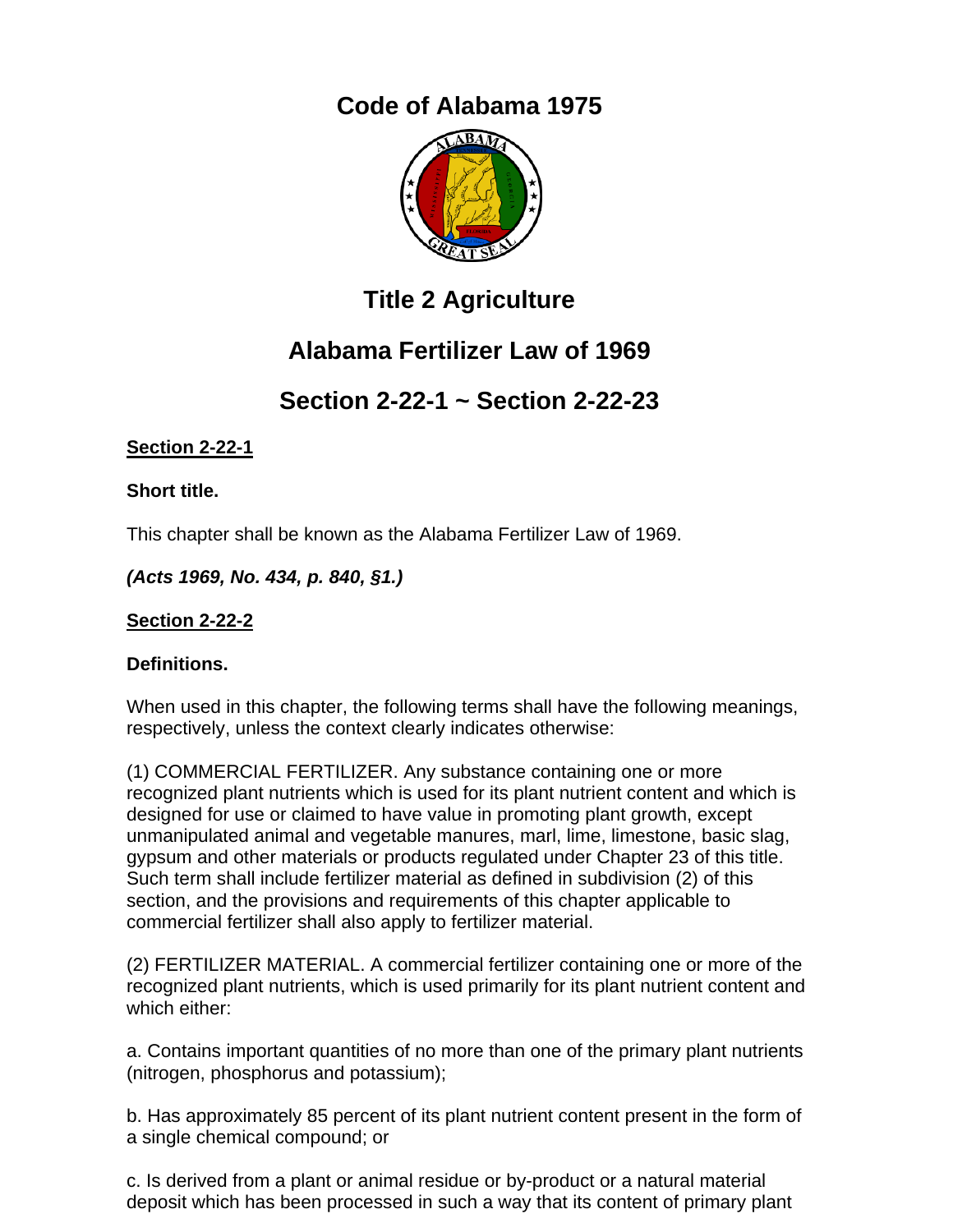# Code of Alabama 1975

## Title 2 Agriculture

## Alabama Fertilizer Law of 1969

## Section 2-22-1 ~ Section 2-22-23

**Section 2-22-1**

**Short title.**

This chapter shall be known as the Alabama Fertilizer Law of 1969.

***(Acts 1969, No. 434, p. 840, §1.)***

**Section 2-22-2**

**Definitions.**

When used in this chapter, the following terms shall have the following meanings, respectively, unless the context clearly indicates otherwise:

(1) COMMERCIAL FERTILIZER. Any substance containing one or more recognized plant nutrients which is used for its plant nutrient content and which is designed for use or claimed to have value in promoting plant growth, except unmanipulated animal and vegetable manures, marl, lime, limestone, basic slag, gypsum and other materials or products regulated under Chapter 23 of this title. Such term shall include fertilizer material as defined in subdivision (2) of this section, and the provisions and requirements of this chapter applicable to commercial fertilizer shall also apply to fertilizer material.

(2) FERTILIZER MATERIAL. A commercial fertilizer containing one or more of the recognized plant nutrients, which is used primarily for its plant nutrient content and which either:

a. Contains important quantities of no more than one of the primary plant nutrients (nitrogen, phosphorus and potassium);

b. Has approximately 85 percent of its plant nutrient content present in the form of a single chemical compound; or

c. Is derived from a plant or animal residue or by-product or a natural material deposit which has been processed in such a way that its content of primary plant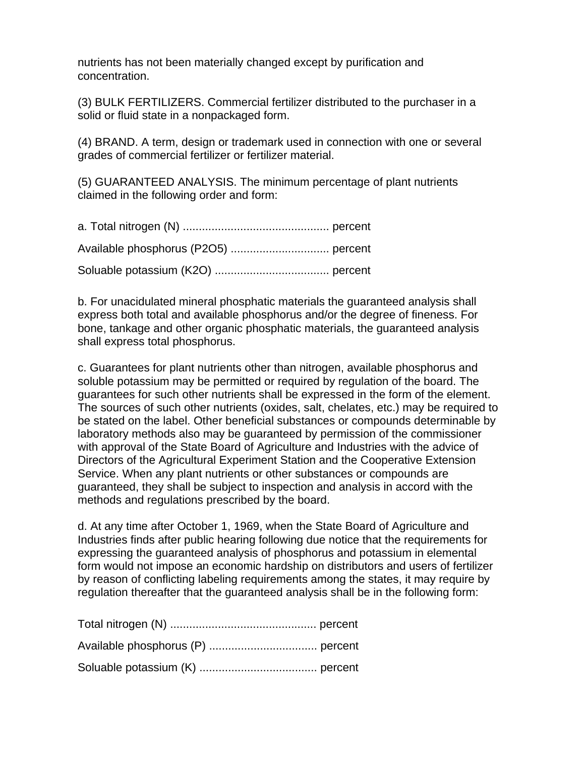nutrients has not been materially changed except by purification and concentration.

(3) BULK FERTILIZERS. Commercial fertilizer distributed to the purchaser in a solid or fluid state in a nonpackaged form.

(4) BRAND. A term, design or trademark used in connection with one or several grades of commercial fertilizer or fertilizer material.

(5) GUARANTEED ANALYSIS. The minimum percentage of plant nutrients claimed in the following order and form:

a. Total nitrogen (N) ............................................. percent

Available phosphorus ($P_2O_5$) ............................... percent

Soluable potassium ($K_2O$) .................................... percent

b. For unacidulated mineral phosphatic materials the guaranteed analysis shall express both total and available phosphorus and/or the degree of fineness. For bone, tankage and other organic phosphatic materials, the guaranteed analysis shall express total phosphorus.

c. Guarantees for plant nutrients other than nitrogen, available phosphorus and soluble potassium may be permitted or required by regulation of the board. The guarantees for such other nutrients shall be expressed in the form of the element. The sources of such other nutrients (oxides, salt, chelates, etc.) may be required to be stated on the label. Other beneficial substances or compounds determinable by laboratory methods also may be guaranteed by permission of the commissioner with approval of the State Board of Agriculture and Industries with the advice of Directors of the Agricultural Experiment Station and the Cooperative Extension Service. When any plant nutrients or other substances or compounds are guaranteed, they shall be subject to inspection and analysis in accord with the methods and regulations prescribed by the board.

d. At any time after October 1, 1969, when the State Board of Agriculture and Industries finds after public hearing following due notice that the requirements for expressing the guaranteed analysis of phosphorus and potassium in elemental form would not impose an economic hardship on distributors and users of fertilizer by reason of conflicting labeling requirements among the states, it may require by regulation thereafter that the guaranteed analysis shall be in the following form:

Total nitrogen (N) ............................................. percent

Available phosphorus (P) .................................. percent

Soluable potassium (K) ..................................... percent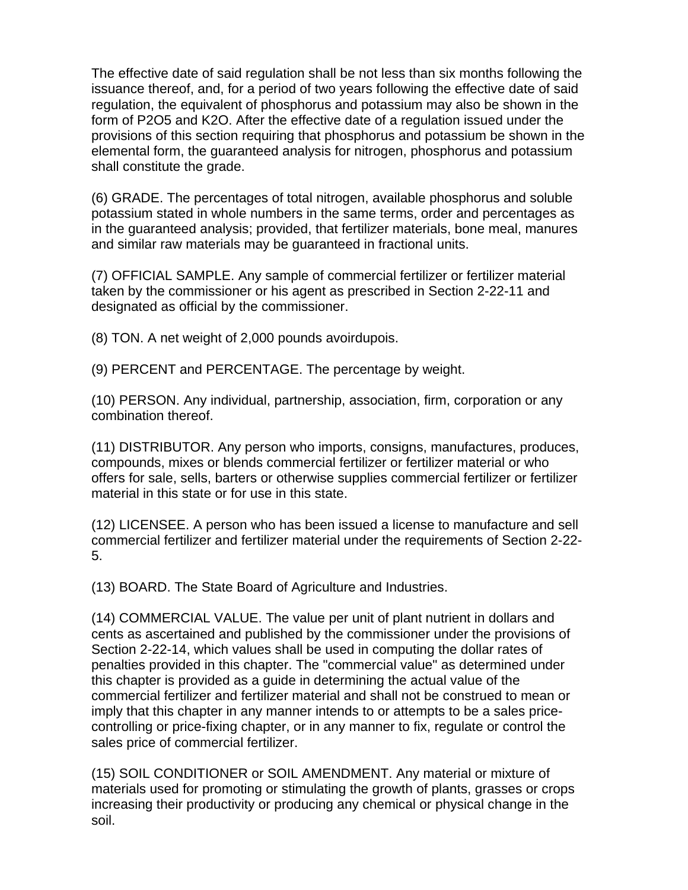The effective date of said regulation shall be not less than six months following the issuance thereof, and, for a period of two years following the effective date of said regulation, the equivalent of phosphorus and potassium may also be shown in the form of $P_2O_5$ and $K_2O$. After the effective date of a regulation issued under the provisions of this section requiring that phosphorus and potassium be shown in the elemental form, the guaranteed analysis for nitrogen, phosphorus and potassium shall constitute the grade.

(6) GRADE. The percentages of total nitrogen, available phosphorus and soluble potassium stated in whole numbers in the same terms, order and percentages as in the guaranteed analysis; provided, that fertilizer materials, bone meal, manures and similar raw materials may be guaranteed in fractional units.

(7) OFFICIAL SAMPLE. Any sample of commercial fertilizer or fertilizer material taken by the commissioner or his agent as prescribed in Section 2-22-11 and designated as official by the commissioner.

(8) TON. A net weight of 2,000 pounds avoirdupois.

(9) PERCENT and PERCENTAGE. The percentage by weight.

(10) PERSON. Any individual, partnership, association, firm, corporation or any combination thereof.

(11) DISTRIBUTOR. Any person who imports, consigns, manufactures, produces, compounds, mixes or blends commercial fertilizer or fertilizer material or who offers for sale, sells, barters or otherwise supplies commercial fertilizer or fertilizer material in this state or for use in this state.

(12) LICENSEE. A person who has been issued a license to manufacture and sell commercial fertilizer and fertilizer material under the requirements of Section 2-22-5.

(13) BOARD. The State Board of Agriculture and Industries.

(14) COMMERCIAL VALUE. The value per unit of plant nutrient in dollars and cents as ascertained and published by the commissioner under the provisions of Section 2-22-14, which values shall be used in computing the dollar rates of penalties provided in this chapter. The "commercial value" as determined under this chapter is provided as a guide in determining the actual value of the commercial fertilizer and fertilizer material and shall not be construed to mean or imply that this chapter in any manner intends to or attempts to be a sales price-controlling or price-fixing chapter, or in any manner to fix, regulate or control the sales price of commercial fertilizer.

(15) SOIL CONDITIONER or SOIL AMENDMENT. Any material or mixture of materials used for promoting or stimulating the growth of plants, grasses or crops increasing their productivity or producing any chemical or physical change in the soil.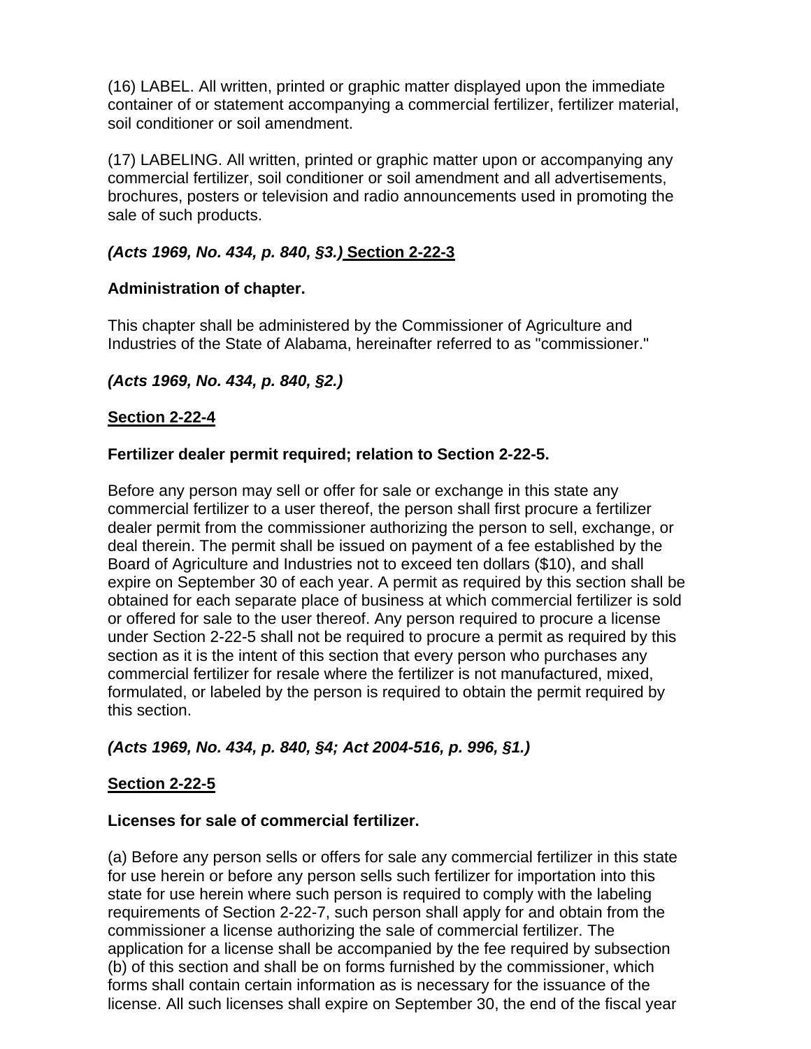(16) LABEL. All written, printed or graphic matter displayed upon the immediate container of or statement accompanying a commercial fertilizer, fertilizer material, soil conditioner or soil amendment.

(17) LABELING. All written, printed or graphic matter upon or accompanying any commercial fertilizer, soil conditioner or soil amendment and all advertisements, brochures, posters or television and radio announcements used in promoting the sale of such products.

***(Acts 1969, No. 434, p. 840, §3.)***

**Section 2-22-3**

**Administration of chapter.**

This chapter shall be administered by the Commissioner of Agriculture and Industries of the State of Alabama, hereinafter referred to as "commissioner."

***(Acts 1969, No. 434, p. 840, §2.)***

**Section 2-22-4**

**Fertilizer dealer permit required; relation to Section 2-22-5.**

Before any person may sell or offer for sale or exchange in this state any commercial fertilizer to a user thereof, the person shall first procure a fertilizer dealer permit from the commissioner authorizing the person to sell, exchange, or deal therein. The permit shall be issued on payment of a fee established by the Board of Agriculture and Industries not to exceed ten dollars ($10), and shall expire on September 30 of each year. A permit as required by this section shall be obtained for each separate place of business at which commercial fertilizer is sold or offered for sale to the user thereof. Any person required to procure a license under Section 2-22-5 shall not be required to procure a permit as required by this section as it is the intent of this section that every person who purchases any commercial fertilizer for resale where the fertilizer is not manufactured, mixed, formulated, or labeled by the person is required to obtain the permit required by this section.

***(Acts 1969, No. 434, p. 840, §4; Act 2004-516, p. 996, §1.)***

**Section 2-22-5**

**Licenses for sale of commercial fertilizer.**

(a) Before any person sells or offers for sale any commercial fertilizer in this state for use herein or before any person sells such fertilizer for importation into this state for use herein where such person is required to comply with the labeling requirements of Section 2-22-7, such person shall apply for and obtain from the commissioner a license authorizing the sale of commercial fertilizer. The application for a license shall be accompanied by the fee required by subsection (b) of this section and shall be on forms furnished by the commissioner, which forms shall contain certain information as is necessary for the issuance of the license. All such licenses shall expire on September 30, the end of the fiscal year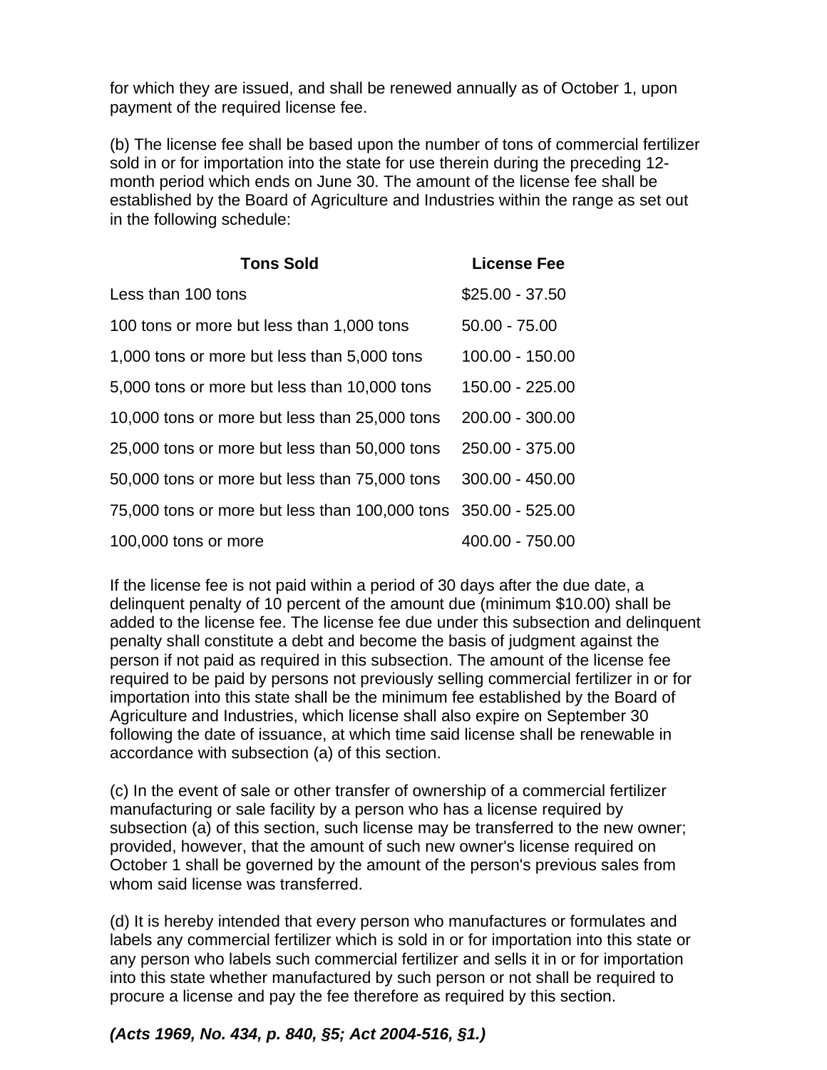for which they are issued, and shall be renewed annually as of October 1, upon payment of the required license fee.

(b) The license fee shall be based upon the number of tons of commercial fertilizer sold in or for importation into the state for use therein during the preceding 12-month period which ends on June 30. The amount of the license fee shall be established by the Board of Agriculture and Industries within the range as set out in the following schedule:

| Tons Sold | License Fee |
|---|---|
| Less than 100 tons | $25.00 - 37.50 |
| 100 tons or more but less than 1,000 tons | 50.00 - 75.00 |
| 1,000 tons or more but less than 5,000 tons | 100.00 - 150.00 |
| 5,000 tons or more but less than 10,000 tons | 150.00 - 225.00 |
| 10,000 tons or more but less than 25,000 tons | 200.00 - 300.00 |
| 25,000 tons or more but less than 50,000 tons | 250.00 - 375.00 |
| 50,000 tons or more but less than 75,000 tons | 300.00 - 450.00 |
| 75,000 tons or more but less than 100,000 tons | 350.00 - 525.00 |
| 100,000 tons or more | 400.00 - 750.00 |

If the license fee is not paid within a period of 30 days after the due date, a delinquent penalty of 10 percent of the amount due (minimum $10.00) shall be added to the license fee. The license fee due under this subsection and delinquent penalty shall constitute a debt and become the basis of judgment against the person if not paid as required in this subsection. The amount of the license fee required to be paid by persons not previously selling commercial fertilizer in or for importation into this state shall be the minimum fee established by the Board of Agriculture and Industries, which license shall also expire on September 30 following the date of issuance, at which time said license shall be renewable in accordance with subsection (a) of this section.

(c) In the event of sale or other transfer of ownership of a commercial fertilizer manufacturing or sale facility by a person who has a license required by subsection (a) of this section, such license may be transferred to the new owner; provided, however, that the amount of such new owner's license required on October 1 shall be governed by the amount of the person's previous sales from whom said license was transferred.

(d) It is hereby intended that every person who manufactures or formulates and labels any commercial fertilizer which is sold in or for importation into this state or any person who labels such commercial fertilizer and sells it in or for importation into this state whether manufactured by such person or not shall be required to procure a license and pay the fee therefore as required by this section.

***(Acts 1969, No. 434, p. 840, §5; Act 2004-516, §1.)***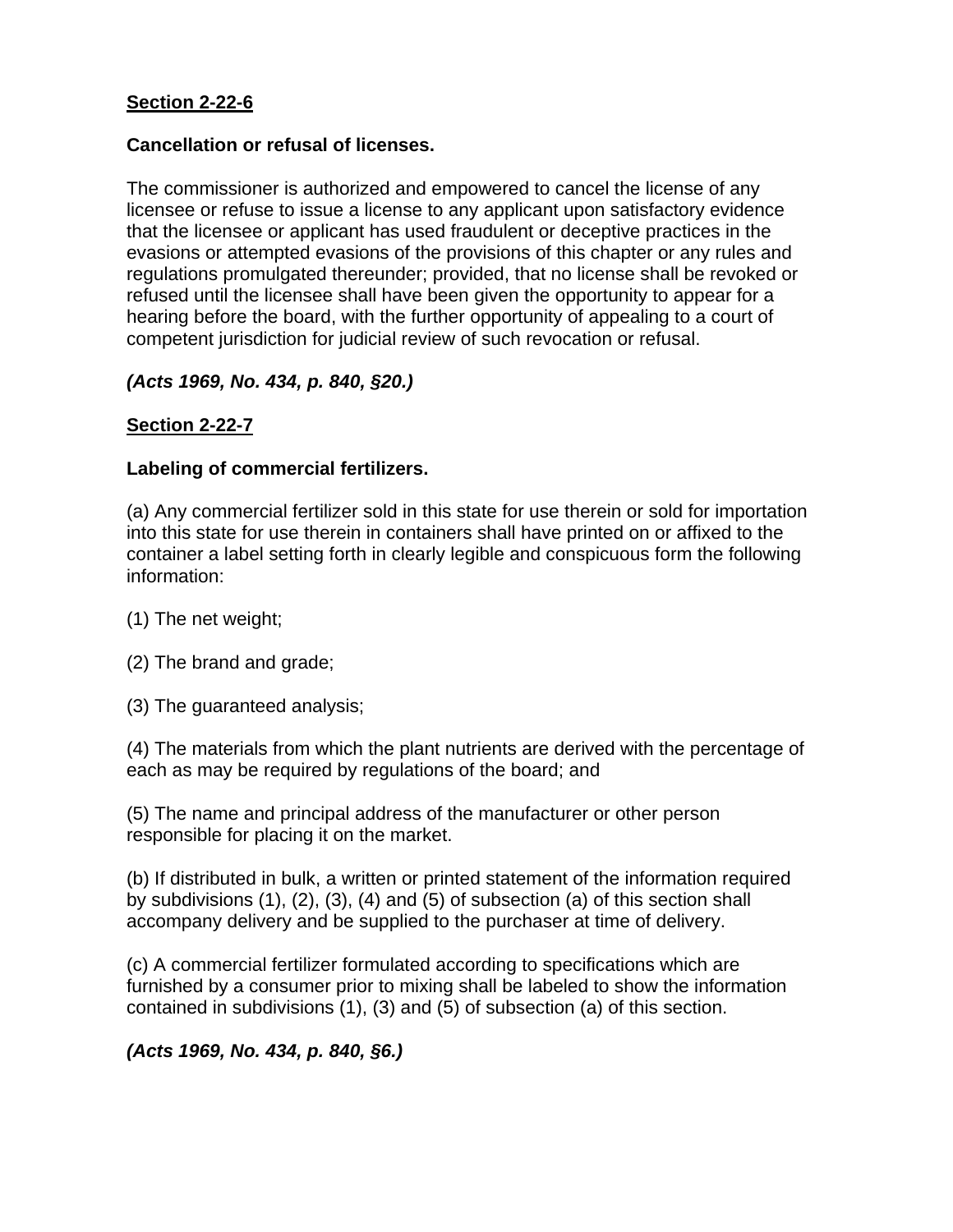**Section 2-22-6**

**Cancellation or refusal of licenses.**

The commissioner is authorized and empowered to cancel the license of any licensee or refuse to issue a license to any applicant upon satisfactory evidence that the licensee or applicant has used fraudulent or deceptive practices in the evasions or attempted evasions of the provisions of this chapter or any rules and regulations promulgated thereunder; provided, that no license shall be revoked or refused until the licensee shall have been given the opportunity to appear for a hearing before the board, with the further opportunity of appealing to a court of competent jurisdiction for judicial review of such revocation or refusal.

***(Acts 1969, No. 434, p. 840, §20.)***

**Section 2-22-7**

**Labeling of commercial fertilizers.**

(a) Any commercial fertilizer sold in this state for use therein or sold for importation into this state for use therein in containers shall have printed on or affixed to the container a label setting forth in clearly legible and conspicuous form the following information:

(1) The net weight;

(2) The brand and grade;

(3) The guaranteed analysis;

(4) The materials from which the plant nutrients are derived with the percentage of each as may be required by regulations of the board; and

(5) The name and principal address of the manufacturer or other person responsible for placing it on the market.

(b) If distributed in bulk, a written or printed statement of the information required by subdivisions (1), (2), (3), (4) and (5) of subsection (a) of this section shall accompany delivery and be supplied to the purchaser at time of delivery.

(c) A commercial fertilizer formulated according to specifications which are furnished by a consumer prior to mixing shall be labeled to show the information contained in subdivisions (1), (3) and (5) of subsection (a) of this section.

***(Acts 1969, No. 434, p. 840, §6.)***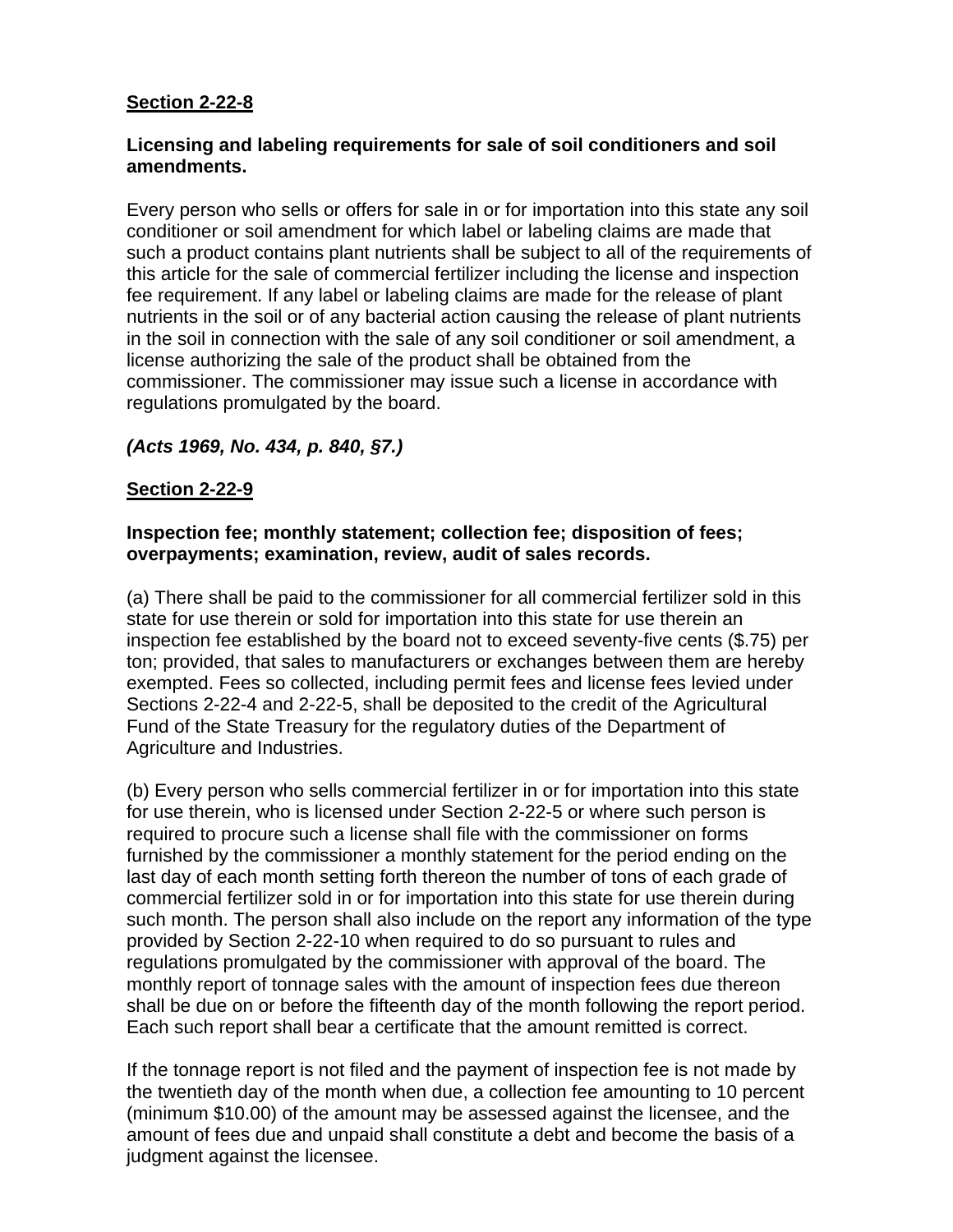**<u>Section 2-22-8</u>**

**Licensing and labeling requirements for sale of soil conditioners and soil amendments.**

Every person who sells or offers for sale in or for importation into this state any soil conditioner or soil amendment for which label or labeling claims are made that such a product contains plant nutrients shall be subject to all of the requirements of this article for the sale of commercial fertilizer including the license and inspection fee requirement. If any label or labeling claims are made for the release of plant nutrients in the soil or of any bacterial action causing the release of plant nutrients in the soil in connection with the sale of any soil conditioner or soil amendment, a license authorizing the sale of the product shall be obtained from the commissioner. The commissioner may issue such a license in accordance with regulations promulgated by the board.

***(Acts 1969, No. 434, p. 840, §7.)***

**<u>Section 2-22-9</u>**

**Inspection fee; monthly statement; collection fee; disposition of fees; overpayments; examination, review, audit of sales records.**

(a) There shall be paid to the commissioner for all commercial fertilizer sold in this state for use therein or sold for importation into this state for use therein an inspection fee established by the board not to exceed seventy-five cents ($.75) per ton; provided, that sales to manufacturers or exchanges between them are hereby exempted. Fees so collected, including permit fees and license fees levied under Sections 2-22-4 and 2-22-5, shall be deposited to the credit of the Agricultural Fund of the State Treasury for the regulatory duties of the Department of Agriculture and Industries.

(b) Every person who sells commercial fertilizer in or for importation into this state for use therein, who is licensed under Section 2-22-5 or where such person is required to procure such a license shall file with the commissioner on forms furnished by the commissioner a monthly statement for the period ending on the last day of each month setting forth thereon the number of tons of each grade of commercial fertilizer sold in or for importation into this state for use therein during such month. The person shall also include on the report any information of the type provided by Section 2-22-10 when required to do so pursuant to rules and regulations promulgated by the commissioner with approval of the board. The monthly report of tonnage sales with the amount of inspection fees due thereon shall be due on or before the fifteenth day of the month following the report period. Each such report shall bear a certificate that the amount remitted is correct.

If the tonnage report is not filed and the payment of inspection fee is not made by the twentieth day of the month when due, a collection fee amounting to 10 percent (minimum $10.00) of the amount may be assessed against the licensee, and the amount of fees due and unpaid shall constitute a debt and become the basis of a judgment against the licensee.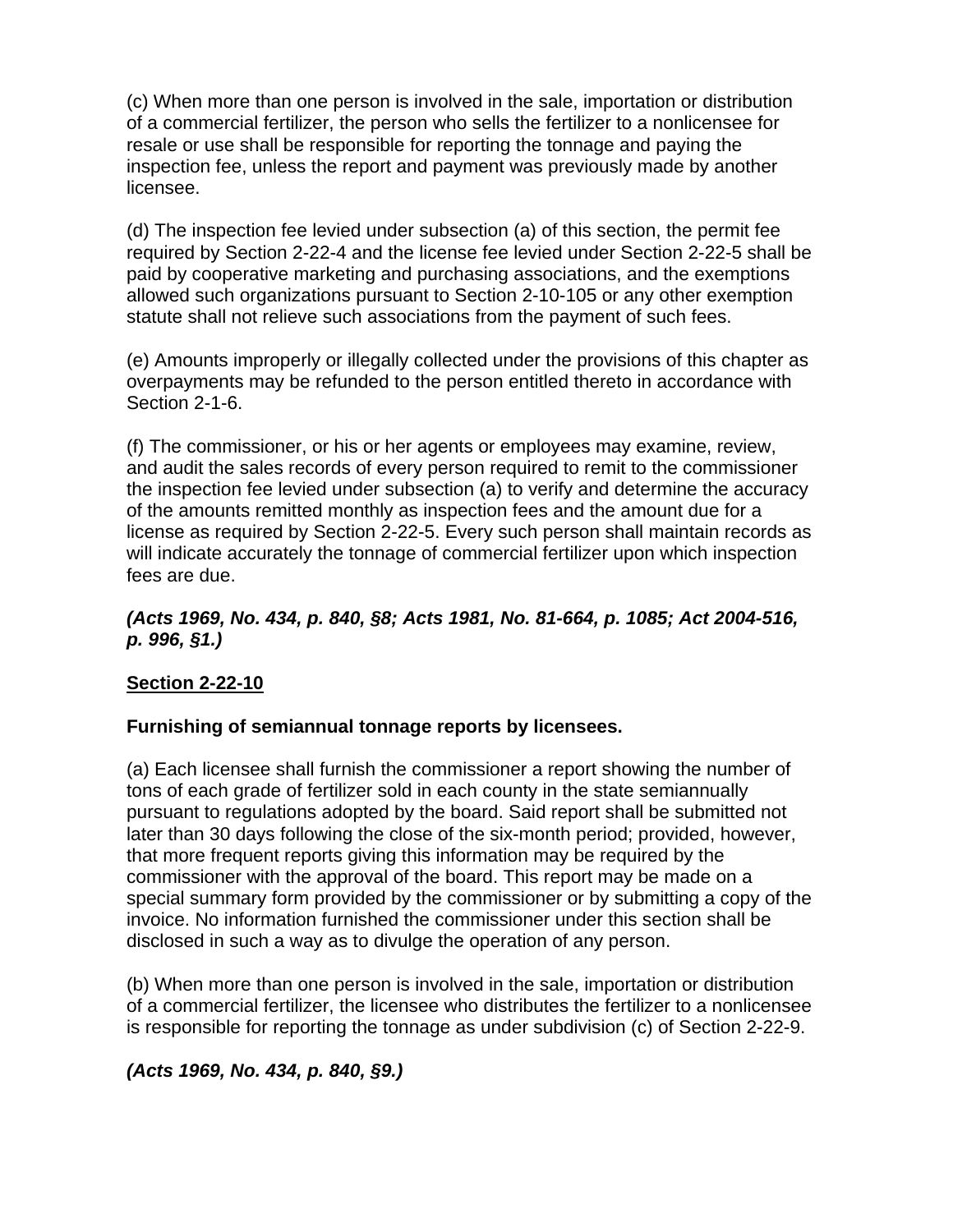(c) When more than one person is involved in the sale, importation or distribution of a commercial fertilizer, the person who sells the fertilizer to a nonlicensee for resale or use shall be responsible for reporting the tonnage and paying the inspection fee, unless the report and payment was previously made by another licensee.

(d) The inspection fee levied under subsection (a) of this section, the permit fee required by Section 2-22-4 and the license fee levied under Section 2-22-5 shall be paid by cooperative marketing and purchasing associations, and the exemptions allowed such organizations pursuant to Section 2-10-105 or any other exemption statute shall not relieve such associations from the payment of such fees.

(e) Amounts improperly or illegally collected under the provisions of this chapter as overpayments may be refunded to the person entitled thereto in accordance with Section 2-1-6.

(f) The commissioner, or his or her agents or employees may examine, review, and audit the sales records of every person required to remit to the commissioner the inspection fee levied under subsection (a) to verify and determine the accuracy of the amounts remitted monthly as inspection fees and the amount due for a license as required by Section 2-22-5. Every such person shall maintain records as will indicate accurately the tonnage of commercial fertilizer upon which inspection fees are due.

***(Acts 1969, No. 434, p. 840, §8; Acts 1981, No. 81-664, p. 1085; Act 2004-516, p. 996, §1.)***

**Section 2-22-10**

**Furnishing of semiannual tonnage reports by licensees.**

(a) Each licensee shall furnish the commissioner a report showing the number of tons of each grade of fertilizer sold in each county in the state semiannually pursuant to regulations adopted by the board. Said report shall be submitted not later than 30 days following the close of the six-month period; provided, however, that more frequent reports giving this information may be required by the commissioner with the approval of the board. This report may be made on a special summary form provided by the commissioner or by submitting a copy of the invoice. No information furnished the commissioner under this section shall be disclosed in such a way as to divulge the operation of any person.

(b) When more than one person is involved in the sale, importation or distribution of a commercial fertilizer, the licensee who distributes the fertilizer to a nonlicensee is responsible for reporting the tonnage as under subdivision (c) of Section 2-22-9.

***(Acts 1969, No. 434, p. 840, §9.)***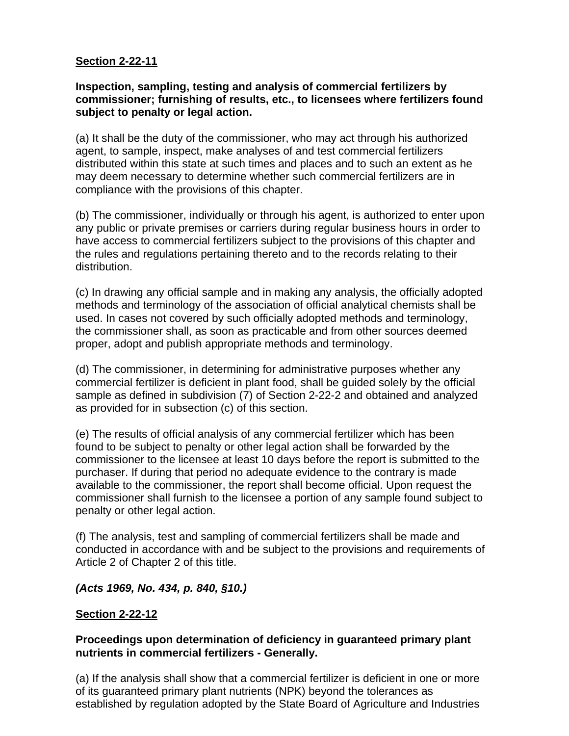**Section 2-22-11**

**Inspection, sampling, testing and analysis of commercial fertilizers by commissioner; furnishing of results, etc., to licensees where fertilizers found subject to penalty or legal action.**

(a) It shall be the duty of the commissioner, who may act through his authorized agent, to sample, inspect, make analyses of and test commercial fertilizers distributed within this state at such times and places and to such an extent as he may deem necessary to determine whether such commercial fertilizers are in compliance with the provisions of this chapter.

(b) The commissioner, individually or through his agent, is authorized to enter upon any public or private premises or carriers during regular business hours in order to have access to commercial fertilizers subject to the provisions of this chapter and the rules and regulations pertaining thereto and to the records relating to their distribution.

(c) In drawing any official sample and in making any analysis, the officially adopted methods and terminology of the association of official analytical chemists shall be used. In cases not covered by such officially adopted methods and terminology, the commissioner shall, as soon as practicable and from other sources deemed proper, adopt and publish appropriate methods and terminology.

(d) The commissioner, in determining for administrative purposes whether any commercial fertilizer is deficient in plant food, shall be guided solely by the official sample as defined in subdivision (7) of Section 2-22-2 and obtained and analyzed as provided for in subsection (c) of this section.

(e) The results of official analysis of any commercial fertilizer which has been found to be subject to penalty or other legal action shall be forwarded by the commissioner to the licensee at least 10 days before the report is submitted to the purchaser. If during that period no adequate evidence to the contrary is made available to the commissioner, the report shall become official. Upon request the commissioner shall furnish to the licensee a portion of any sample found subject to penalty or other legal action.

(f) The analysis, test and sampling of commercial fertilizers shall be made and conducted in accordance with and be subject to the provisions and requirements of Article 2 of Chapter 2 of this title.

***(Acts 1969, No. 434, p. 840, §10.)***

**Section 2-22-12**

**Proceedings upon determination of deficiency in guaranteed primary plant nutrients in commercial fertilizers - Generally.**

(a) If the analysis shall show that a commercial fertilizer is deficient in one or more of its guaranteed primary plant nutrients (NPK) beyond the tolerances as established by regulation adopted by the State Board of Agriculture and Industries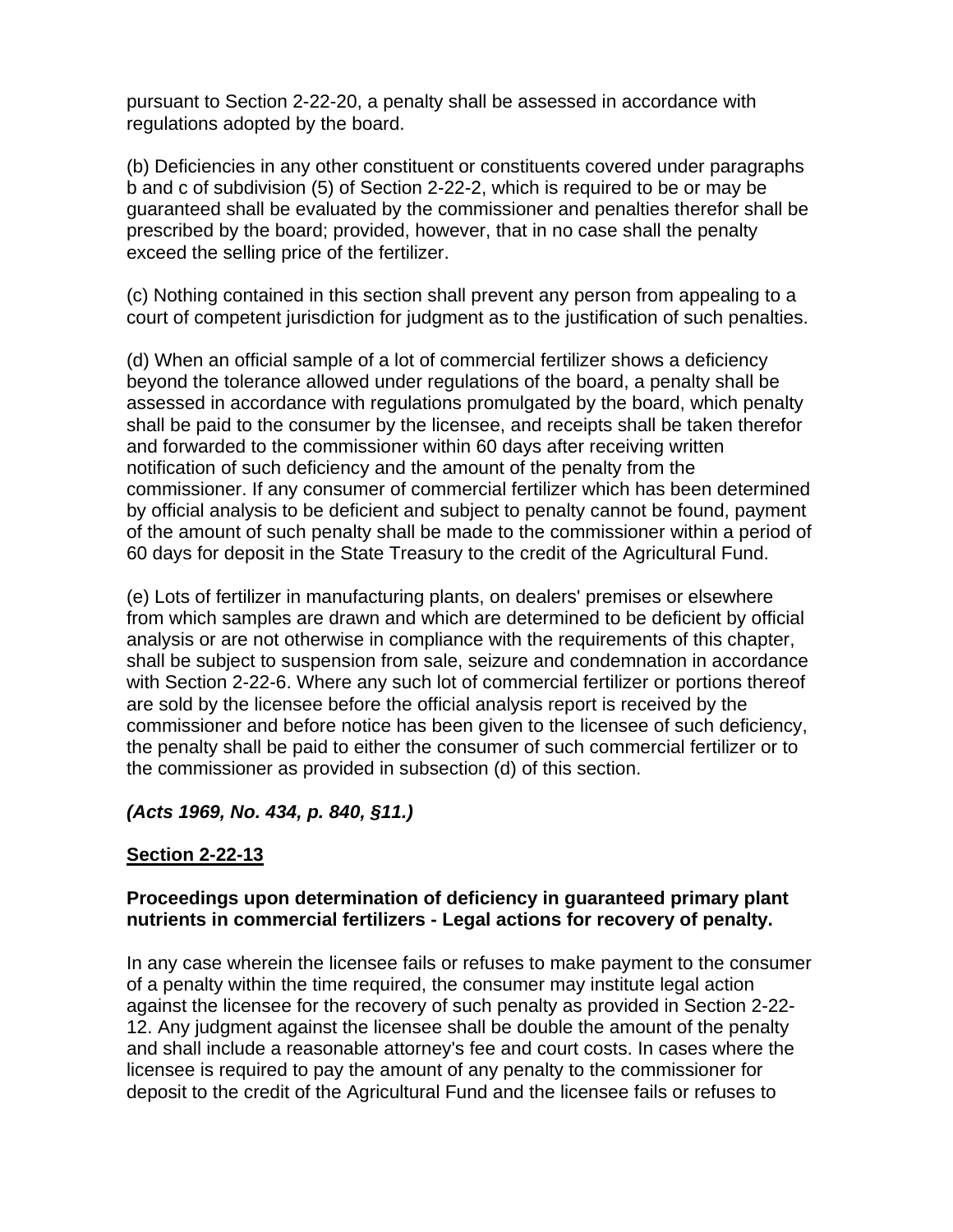pursuant to Section 2-22-20, a penalty shall be assessed in accordance with regulations adopted by the board.

(b) Deficiencies in any other constituent or constituents covered under paragraphs b and c of subdivision (5) of Section 2-22-2, which is required to be or may be guaranteed shall be evaluated by the commissioner and penalties therefor shall be prescribed by the board; provided, however, that in no case shall the penalty exceed the selling price of the fertilizer.

(c) Nothing contained in this section shall prevent any person from appealing to a court of competent jurisdiction for judgment as to the justification of such penalties.

(d) When an official sample of a lot of commercial fertilizer shows a deficiency beyond the tolerance allowed under regulations of the board, a penalty shall be assessed in accordance with regulations promulgated by the board, which penalty shall be paid to the consumer by the licensee, and receipts shall be taken therefor and forwarded to the commissioner within 60 days after receiving written notification of such deficiency and the amount of the penalty from the commissioner. If any consumer of commercial fertilizer which has been determined by official analysis to be deficient and subject to penalty cannot be found, payment of the amount of such penalty shall be made to the commissioner within a period of 60 days for deposit in the State Treasury to the credit of the Agricultural Fund.

(e) Lots of fertilizer in manufacturing plants, on dealers' premises or elsewhere from which samples are drawn and which are determined to be deficient by official analysis or are not otherwise in compliance with the requirements of this chapter, shall be subject to suspension from sale, seizure and condemnation in accordance with Section 2-22-6. Where any such lot of commercial fertilizer or portions thereof are sold by the licensee before the official analysis report is received by the commissioner and before notice has been given to the licensee of such deficiency, the penalty shall be paid to either the consumer of such commercial fertilizer or to the commissioner as provided in subsection (d) of this section.

***(Acts 1969, No. 434, p. 840, §11.)***

**Section 2-22-13**

**Proceedings upon determination of deficiency in guaranteed primary plant nutrients in commercial fertilizers - Legal actions for recovery of penalty.**

In any case wherein the licensee fails or refuses to make payment to the consumer of a penalty within the time required, the consumer may institute legal action against the licensee for the recovery of such penalty as provided in Section 2-22-12. Any judgment against the licensee shall be double the amount of the penalty and shall include a reasonable attorney's fee and court costs. In cases where the licensee is required to pay the amount of any penalty to the commissioner for deposit to the credit of the Agricultural Fund and the licensee fails or refuses to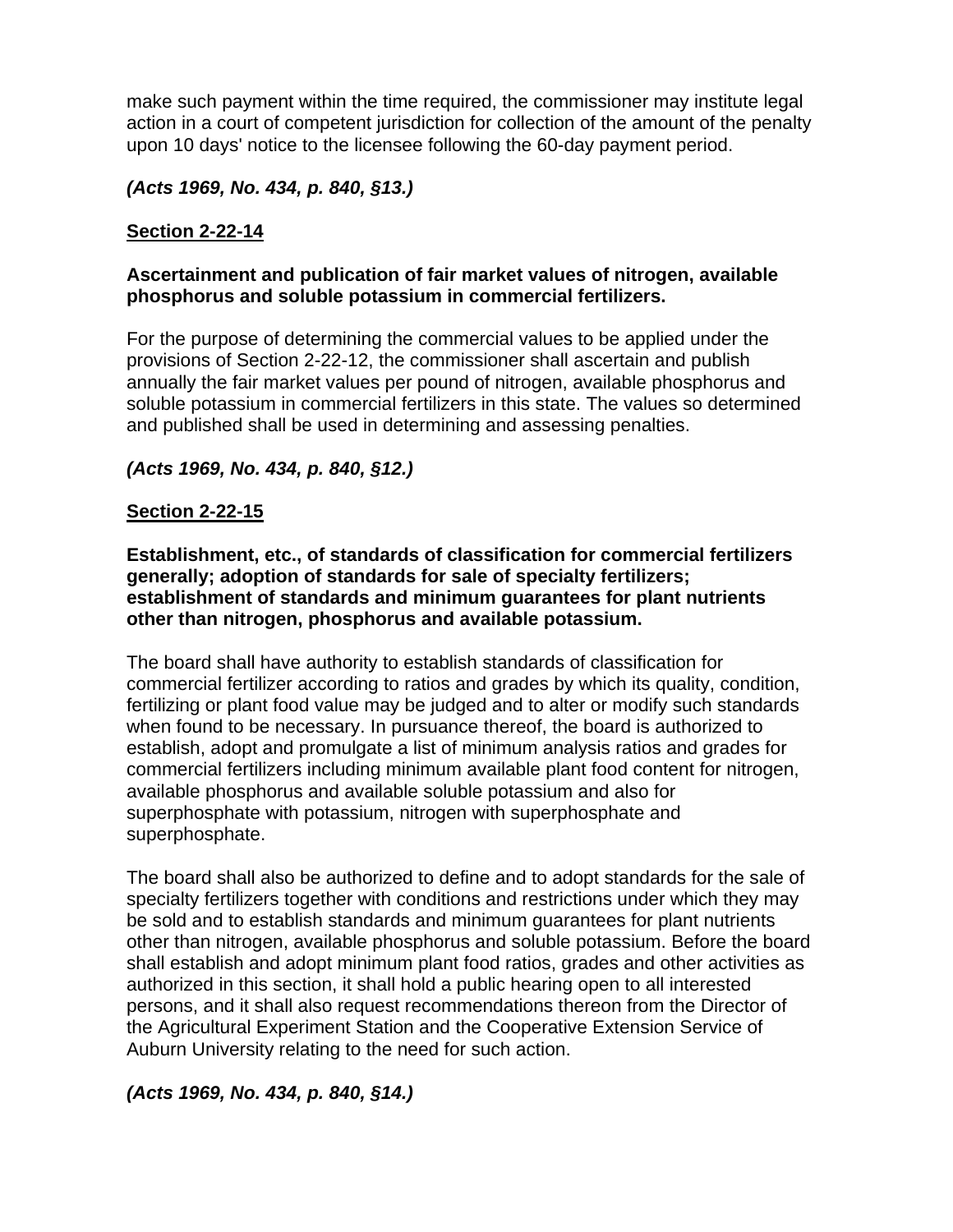make such payment within the time required, the commissioner may institute legal action in a court of competent jurisdiction for collection of the amount of the penalty upon 10 days' notice to the licensee following the 60-day payment period.

***(Acts 1969, No. 434, p. 840, §13.)***

## Section 2-22-14

**Ascertainment and publication of fair market values of nitrogen, available phosphorus and soluble potassium in commercial fertilizers.**

For the purpose of determining the commercial values to be applied under the provisions of Section 2-22-12, the commissioner shall ascertain and publish annually the fair market values per pound of nitrogen, available phosphorus and soluble potassium in commercial fertilizers in this state. The values so determined and published shall be used in determining and assessing penalties.

***(Acts 1969, No. 434, p. 840, §12.)***

## Section 2-22-15

**Establishment, etc., of standards of classification for commercial fertilizers generally; adoption of standards for sale of specialty fertilizers; establishment of standards and minimum guarantees for plant nutrients other than nitrogen, phosphorus and available potassium.**

The board shall have authority to establish standards of classification for commercial fertilizer according to ratios and grades by which its quality, condition, fertilizing or plant food value may be judged and to alter or modify such standards when found to be necessary. In pursuance thereof, the board is authorized to establish, adopt and promulgate a list of minimum analysis ratios and grades for commercial fertilizers including minimum available plant food content for nitrogen, available phosphorus and available soluble potassium and also for superphosphate with potassium, nitrogen with superphosphate and superphosphate.

The board shall also be authorized to define and to adopt standards for the sale of specialty fertilizers together with conditions and restrictions under which they may be sold and to establish standards and minimum guarantees for plant nutrients other than nitrogen, available phosphorus and soluble potassium. Before the board shall establish and adopt minimum plant food ratios, grades and other activities as authorized in this section, it shall hold a public hearing open to all interested persons, and it shall also request recommendations thereon from the Director of the Agricultural Experiment Station and the Cooperative Extension Service of Auburn University relating to the need for such action.

***(Acts 1969, No. 434, p. 840, §14.)***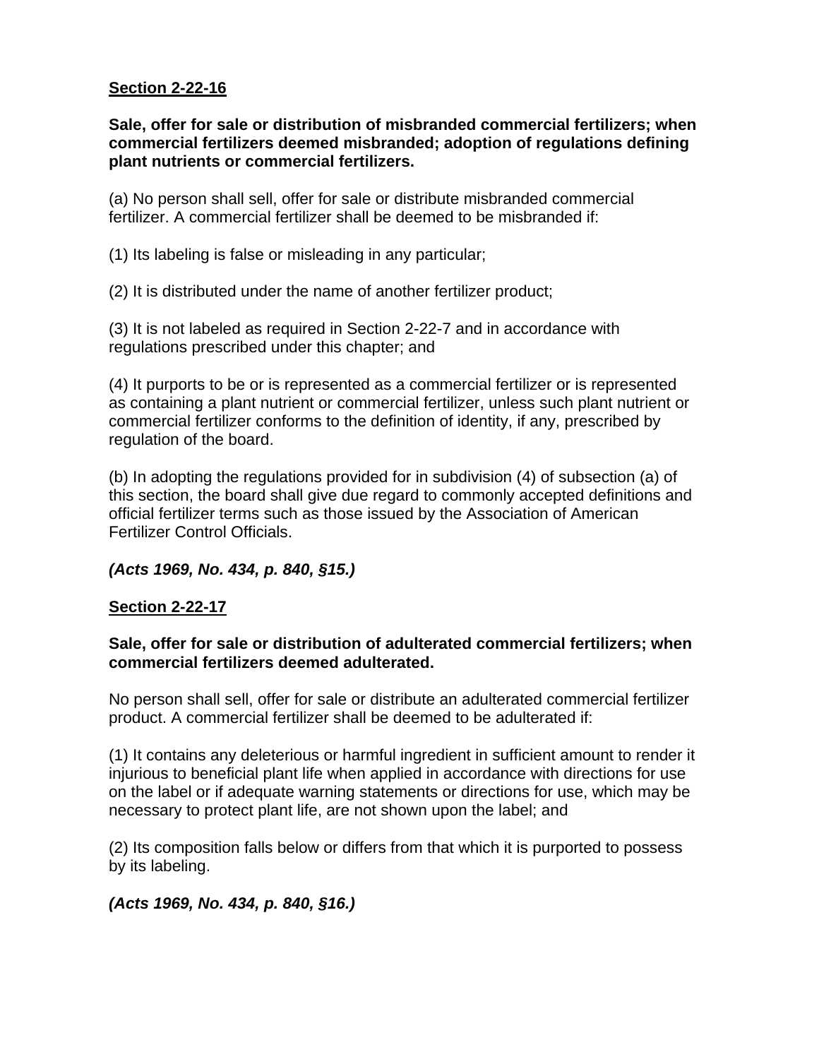**Section 2-22-16**

**Sale, offer for sale or distribution of misbranded commercial fertilizers; when commercial fertilizers deemed misbranded; adoption of regulations defining plant nutrients or commercial fertilizers.**

(a) No person shall sell, offer for sale or distribute misbranded commercial fertilizer. A commercial fertilizer shall be deemed to be misbranded if:

(1) Its labeling is false or misleading in any particular;

(2) It is distributed under the name of another fertilizer product;

(3) It is not labeled as required in Section 2-22-7 and in accordance with regulations prescribed under this chapter; and

(4) It purports to be or is represented as a commercial fertilizer or is represented as containing a plant nutrient or commercial fertilizer, unless such plant nutrient or commercial fertilizer conforms to the definition of identity, if any, prescribed by regulation of the board.

(b) In adopting the regulations provided for in subdivision (4) of subsection (a) of this section, the board shall give due regard to commonly accepted definitions and official fertilizer terms such as those issued by the Association of American Fertilizer Control Officials.

***(Acts 1969, No. 434, p. 840, §15.)***

**Section 2-22-17**

**Sale, offer for sale or distribution of adulterated commercial fertilizers; when commercial fertilizers deemed adulterated.**

No person shall sell, offer for sale or distribute an adulterated commercial fertilizer product. A commercial fertilizer shall be deemed to be adulterated if:

(1) It contains any deleterious or harmful ingredient in sufficient amount to render it injurious to beneficial plant life when applied in accordance with directions for use on the label or if adequate warning statements or directions for use, which may be necessary to protect plant life, are not shown upon the label; and

(2) Its composition falls below or differs from that which it is purported to possess by its labeling.

***(Acts 1969, No. 434, p. 840, §16.)***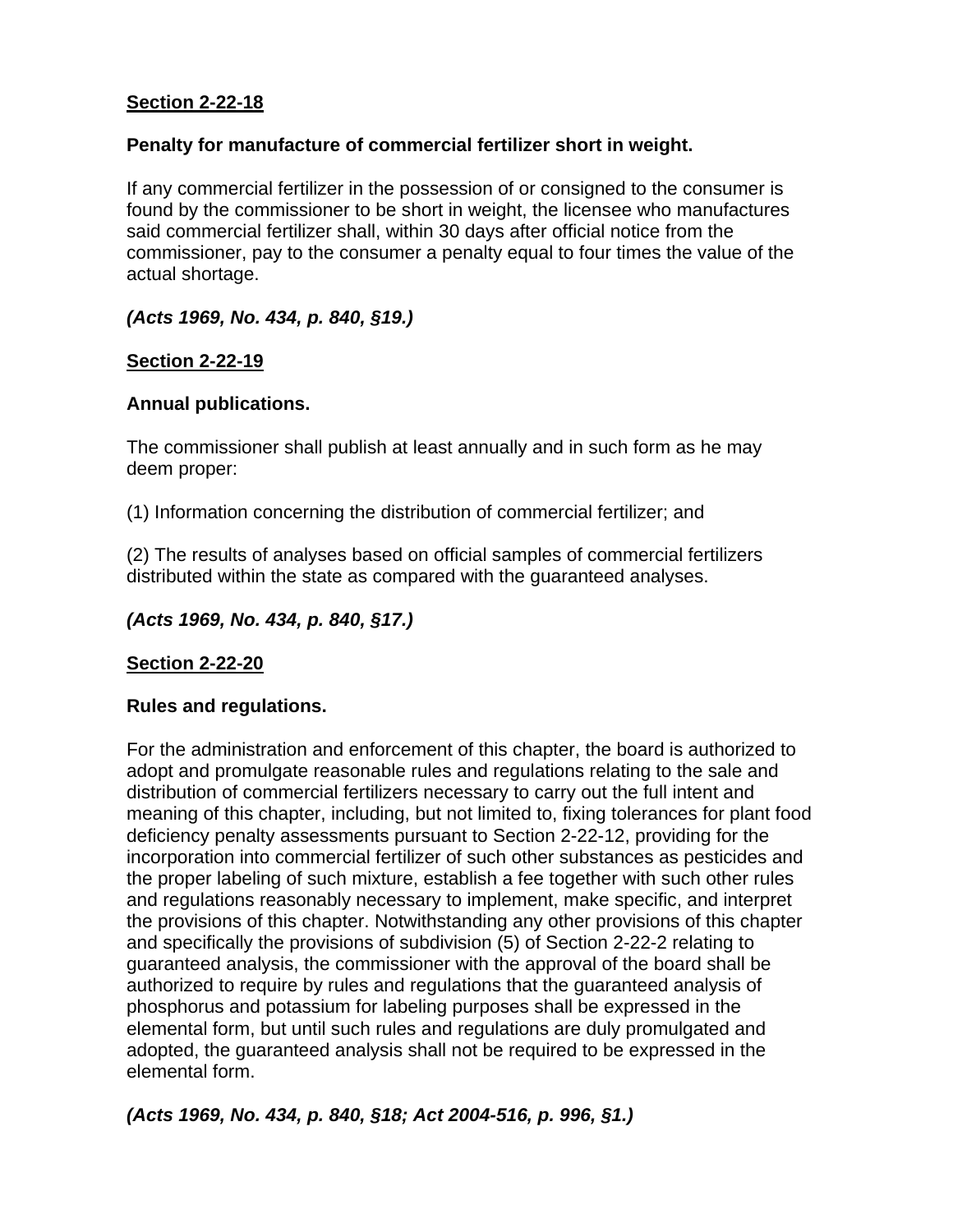**Section 2-22-18**

**Penalty for manufacture of commercial fertilizer short in weight.**

If any commercial fertilizer in the possession of or consigned to the consumer is found by the commissioner to be short in weight, the licensee who manufactures said commercial fertilizer shall, within 30 days after official notice from the commissioner, pay to the consumer a penalty equal to four times the value of the actual shortage.

***(Acts 1969, No. 434, p. 840, §19.)***

**Section 2-22-19**

**Annual publications.**

The commissioner shall publish at least annually and in such form as he may deem proper:

(1) Information concerning the distribution of commercial fertilizer; and

(2) The results of analyses based on official samples of commercial fertilizers distributed within the state as compared with the guaranteed analyses.

***(Acts 1969, No. 434, p. 840, §17.)***

**Section 2-22-20**

**Rules and regulations.**

For the administration and enforcement of this chapter, the board is authorized to adopt and promulgate reasonable rules and regulations relating to the sale and distribution of commercial fertilizers necessary to carry out the full intent and meaning of this chapter, including, but not limited to, fixing tolerances for plant food deficiency penalty assessments pursuant to Section 2-22-12, providing for the incorporation into commercial fertilizer of such other substances as pesticides and the proper labeling of such mixture, establish a fee together with such other rules and regulations reasonably necessary to implement, make specific, and interpret the provisions of this chapter. Notwithstanding any other provisions of this chapter and specifically the provisions of subdivision (5) of Section 2-22-2 relating to guaranteed analysis, the commissioner with the approval of the board shall be authorized to require by rules and regulations that the guaranteed analysis of phosphorus and potassium for labeling purposes shall be expressed in the elemental form, but until such rules and regulations are duly promulgated and adopted, the guaranteed analysis shall not be required to be expressed in the elemental form.

***(Acts 1969, No. 434, p. 840, §18; Act 2004-516, p. 996, §1.)***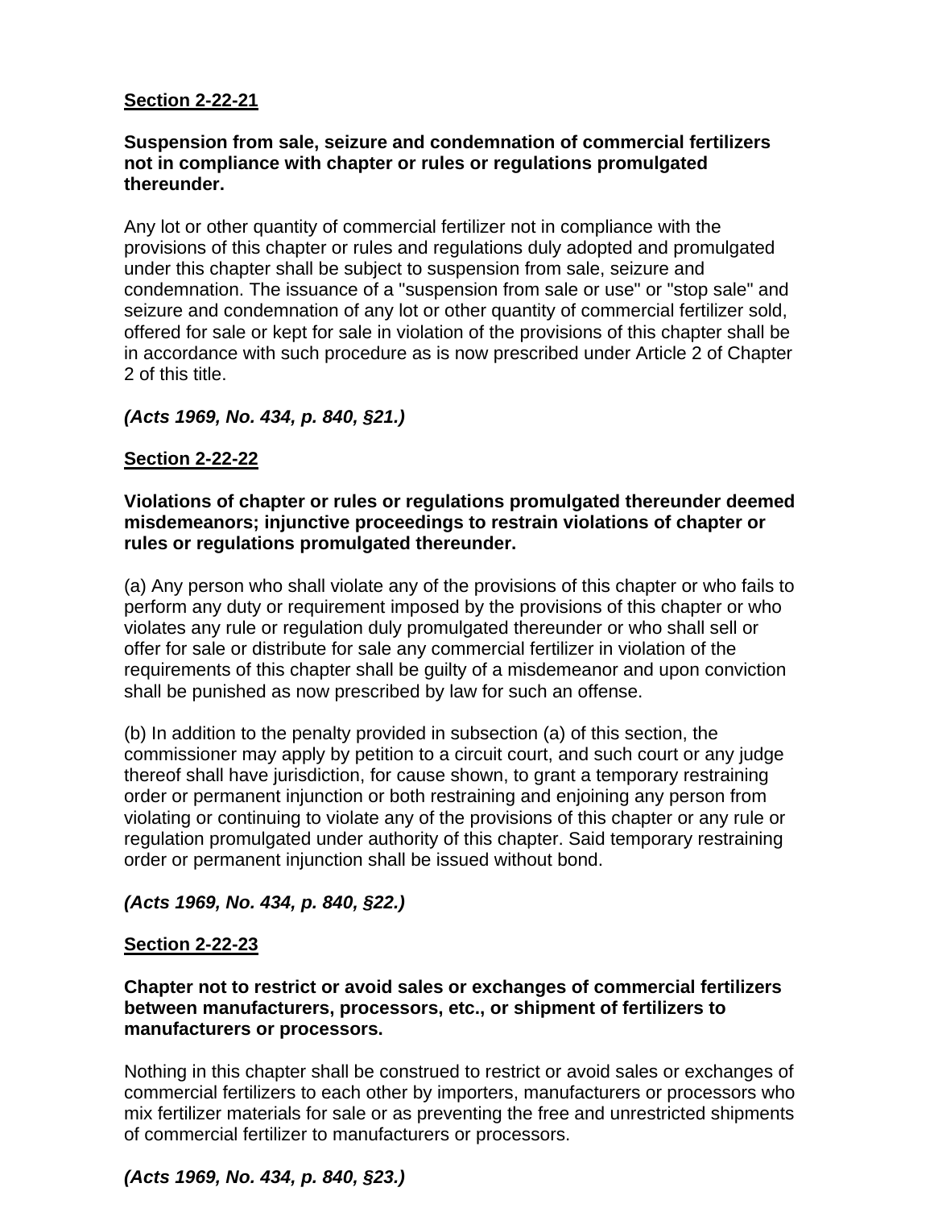**<u>Section 2-22-21</u>**

**Suspension from sale, seizure and condemnation of commercial fertilizers not in compliance with chapter or rules or regulations promulgated thereunder.**

Any lot or other quantity of commercial fertilizer not in compliance with the provisions of this chapter or rules and regulations duly adopted and promulgated under this chapter shall be subject to suspension from sale, seizure and condemnation. The issuance of a "suspension from sale or use" or "stop sale" and seizure and condemnation of any lot or other quantity of commercial fertilizer sold, offered for sale or kept for sale in violation of the provisions of this chapter shall be in accordance with such procedure as is now prescribed under Article 2 of Chapter 2 of this title.

***(Acts 1969, No. 434, p. 840, §21.)***

**<u>Section 2-22-22</u>**

**Violations of chapter or rules or regulations promulgated thereunder deemed misdemeanors; injunctive proceedings to restrain violations of chapter or rules or regulations promulgated thereunder.**

(a) Any person who shall violate any of the provisions of this chapter or who fails to perform any duty or requirement imposed by the provisions of this chapter or who violates any rule or regulation duly promulgated thereunder or who shall sell or offer for sale or distribute for sale any commercial fertilizer in violation of the requirements of this chapter shall be guilty of a misdemeanor and upon conviction shall be punished as now prescribed by law for such an offense.

(b) In addition to the penalty provided in subsection (a) of this section, the commissioner may apply by petition to a circuit court, and such court or any judge thereof shall have jurisdiction, for cause shown, to grant a temporary restraining order or permanent injunction or both restraining and enjoining any person from violating or continuing to violate any of the provisions of this chapter or any rule or regulation promulgated under authority of this chapter. Said temporary restraining order or permanent injunction shall be issued without bond.

***(Acts 1969, No. 434, p. 840, §22.)***

**<u>Section 2-22-23</u>**

**Chapter not to restrict or avoid sales or exchanges of commercial fertilizers between manufacturers, processors, etc., or shipment of fertilizers to manufacturers or processors.**

Nothing in this chapter shall be construed to restrict or avoid sales or exchanges of commercial fertilizers to each other by importers, manufacturers or processors who mix fertilizer materials for sale or as preventing the free and unrestricted shipments of commercial fertilizer to manufacturers or processors.

***(Acts 1969, No. 434, p. 840, §23.)***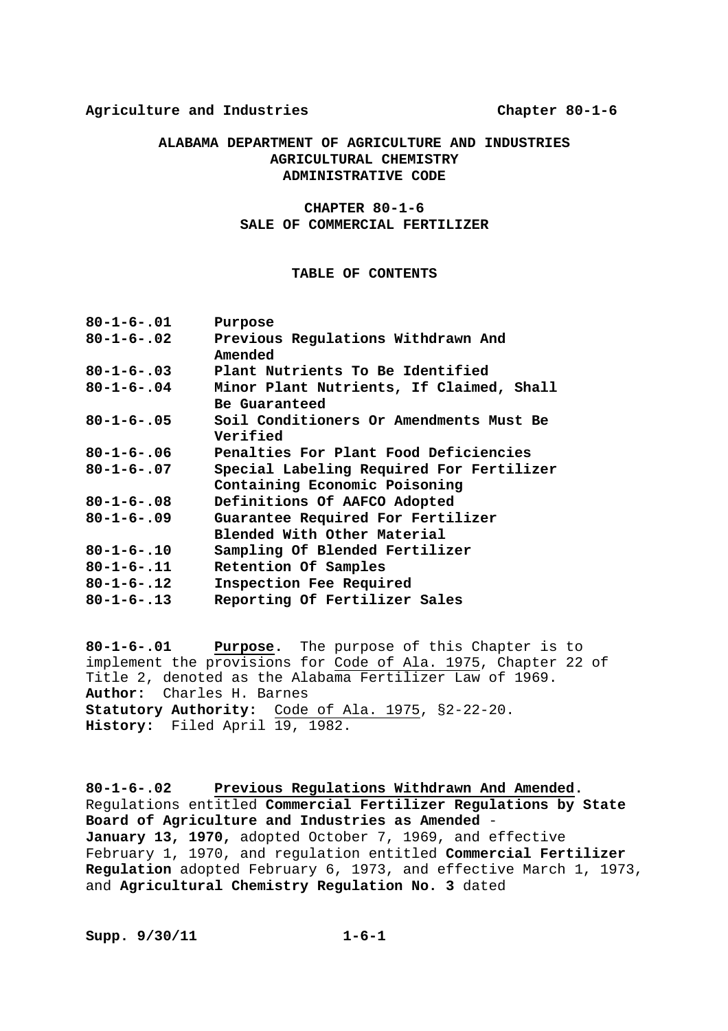**ALABAMA DEPARTMENT OF AGRICULTURE AND INDUSTRIES**
**AGRICULTURAL CHEMISTRY**
**ADMINISTRATIVE CODE**

**CHAPTER 80-1-6**
**SALE OF COMMERCIAL FERTILIZER**

**TABLE OF CONTENTS**

| | |
|---|---|
| 80-1-6-.01 | Purpose |
| 80-1-6-.02 | Previous Regulations Withdrawn And Amended |
| 80-1-6-.03 | Plant Nutrients To Be Identified |
| 80-1-6-.04 | Minor Plant Nutrients, If Claimed, Shall Be Guaranteed |
| 80-1-6-.05 | Soil Conditioners Or Amendments Must Be Verified |
| 80-1-6-.06 | Penalties For Plant Food Deficiencies |
| 80-1-6-.07 | Special Labeling Required For Fertilizer Containing Economic Poisoning |
| 80-1-6-.08 | Definitions Of AAFCO Adopted |
| 80-1-6-.09 | Guarantee Required For Fertilizer Blended With Other Material |
| 80-1-6-.10 | Sampling Of Blended Fertilizer |
| 80-1-6-.11 | Retention Of Samples |
| 80-1-6-.12 | Inspection Fee Required |
| 80-1-6-.13 | Reporting Of Fertilizer Sales |

**80-1-6-.01 Purpose.** The purpose of this Chapter is to implement the provisions for Code of Ala. 1975, Chapter 22 of Title 2, denoted as the Alabama Fertilizer Law of 1969.
**Author:** Charles H. Barnes
**Statutory Authority:** Code of Ala. 1975, §2-22-20.
**History:** Filed April 19, 1982.

**80-1-6-.02 Previous Regulations Withdrawn And Amended.** Regulations entitled **Commercial Fertilizer Regulations by State Board of Agriculture and Industries as Amended - January 13, 1970,** adopted October 7, 1969, and effective February 1, 1970, and regulation entitled **Commercial Fertilizer Regulation** adopted February 6, 1973, and effective March 1, 1973, and **Agricultural Chemistry Regulation No. 3** dated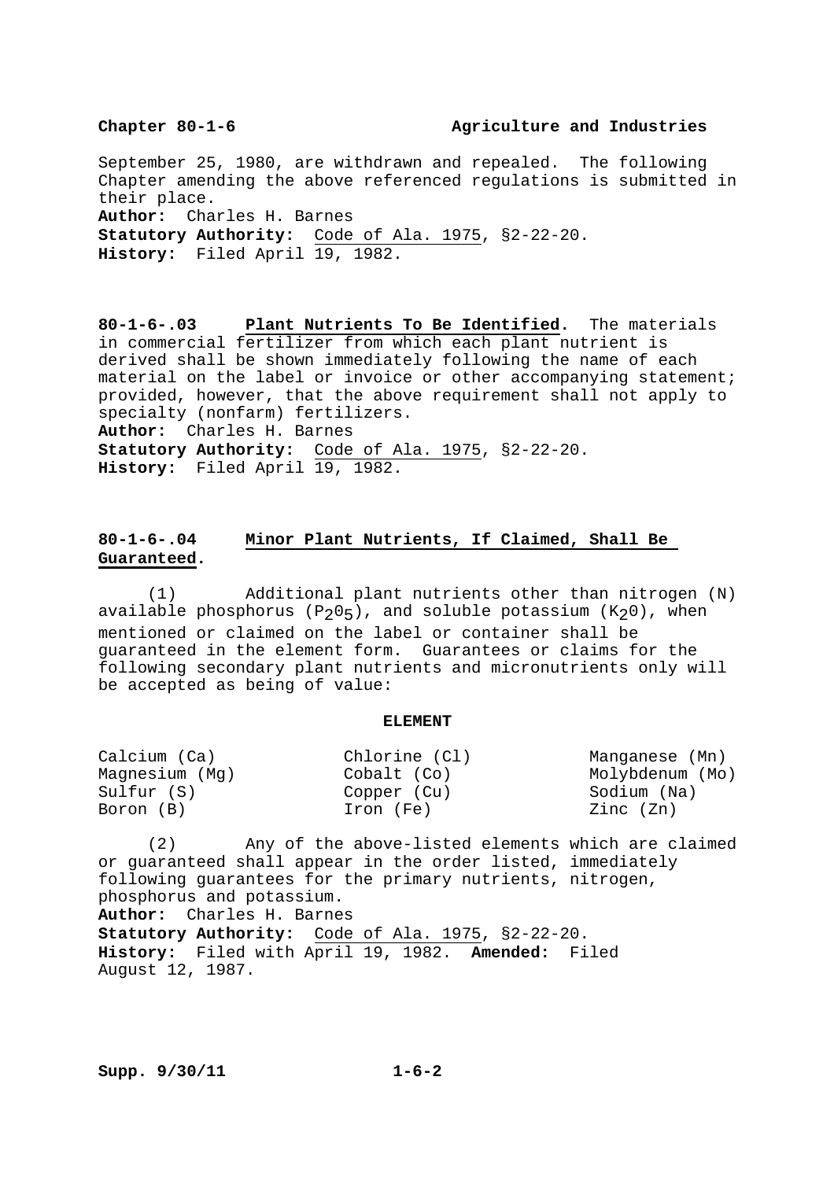September 25, 1980, are withdrawn and repealed. The following Chapter amending the above referenced regulations is submitted in their place.
**Author:** Charles H. Barnes
**Statutory Authority:** Code of Ala. 1975, §2-22-20.
**History:** Filed April 19, 1982.

**80-1-6-.03 Plant Nutrients To Be Identified.** The materials in commercial fertilizer from which each plant nutrient is derived shall be shown immediately following the name of each material on the label or invoice or other accompanying statement; provided, however, that the above requirement shall not apply to specialty (nonfarm) fertilizers.
**Author:** Charles H. Barnes
**Statutory Authority:** Code of Ala. 1975, §2-22-20.
**History:** Filed April 19, 1982.

**80-1-6-.04 Minor Plant Nutrients, If Claimed, Shall Be Guaranteed.**

(1) Additional plant nutrients other than nitrogen (N) available phosphorus ($P_2O_5$), and soluble potassium ($K_2O$), when mentioned or claimed on the label or container shall be guaranteed in the element form. Guarantees or claims for the following secondary plant nutrients and micronutrients only will be accepted as being of value:

**ELEMENT**

| | | |
|---|---|---|
| Calcium (Ca) | Chlorine (Cl) | Manganese (Mn) |
| Magnesium (Mg) | Cobalt (Co) | Molybdenum (Mo) |
| Sulfur (S) | Copper (Cu) | Sodium (Na) |
| Boron (B) | Iron (Fe) | Zinc (Zn) |

(2) Any of the above-listed elements which are claimed or guaranteed shall appear in the order listed, immediately following guarantees for the primary nutrients, nitrogen, phosphorus and potassium.
**Author:** Charles H. Barnes
**Statutory Authority:** Code of Ala. 1975, §2-22-20.
**History:** Filed with April 19, 1982. **Amended:** Filed August 12, 1987.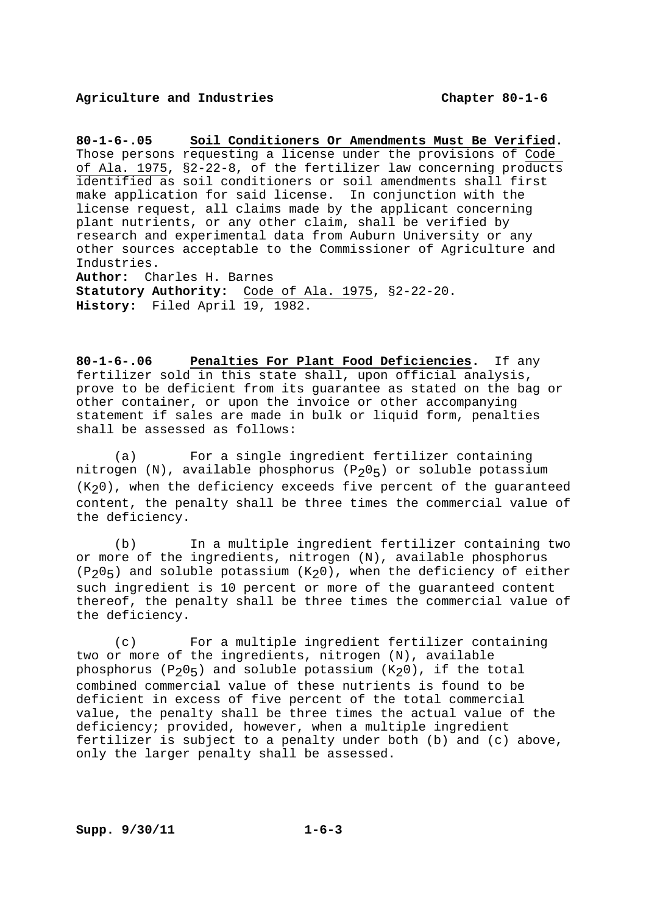**80-1-6-.05 Soil Conditioners Or Amendments Must Be Verified.** Those persons requesting a license under the provisions of Code of Ala. 1975, §2-22-8, of the fertilizer law concerning products identified as soil conditioners or soil amendments shall first make application for said license. In conjunction with the license request, all claims made by the applicant concerning plant nutrients, or any other claim, shall be verified by research and experimental data from Auburn University or any other sources acceptable to the Commissioner of Agriculture and Industries.

**Author:** Charles H. Barnes
**Statutory Authority:** Code of Ala. 1975, §2-22-20.
**History:** Filed April 19, 1982.

**80-1-6-.06 Penalties For Plant Food Deficiencies.** If any fertilizer sold in this state shall, upon official analysis, prove to be deficient from its guarantee as stated on the bag or other container, or upon the invoice or other accompanying statement if sales are made in bulk or liquid form, penalties shall be assessed as follows:

(a) For a single ingredient fertilizer containing nitrogen (N), available phosphorus ($P_2O_5$) or soluble potassium ($K_2O$), when the deficiency exceeds five percent of the guaranteed content, the penalty shall be three times the commercial value of the deficiency.

(b) In a multiple ingredient fertilizer containing two or more of the ingredients, nitrogen (N), available phosphorus ($P_2O_5$) and soluble potassium ($K_2O$), when the deficiency of either such ingredient is 10 percent or more of the guaranteed content thereof, the penalty shall be three times the commercial value of the deficiency.

(c) For a multiple ingredient fertilizer containing two or more of the ingredients, nitrogen (N), available phosphorus ($P_2O_5$) and soluble potassium ($K_2O$), if the total combined commercial value of these nutrients is found to be deficient in excess of five percent of the total commercial value, the penalty shall be three times the actual value of the deficiency; provided, however, when a multiple ingredient fertilizer is subject to a penalty under both (b) and (c) above, only the larger penalty shall be assessed.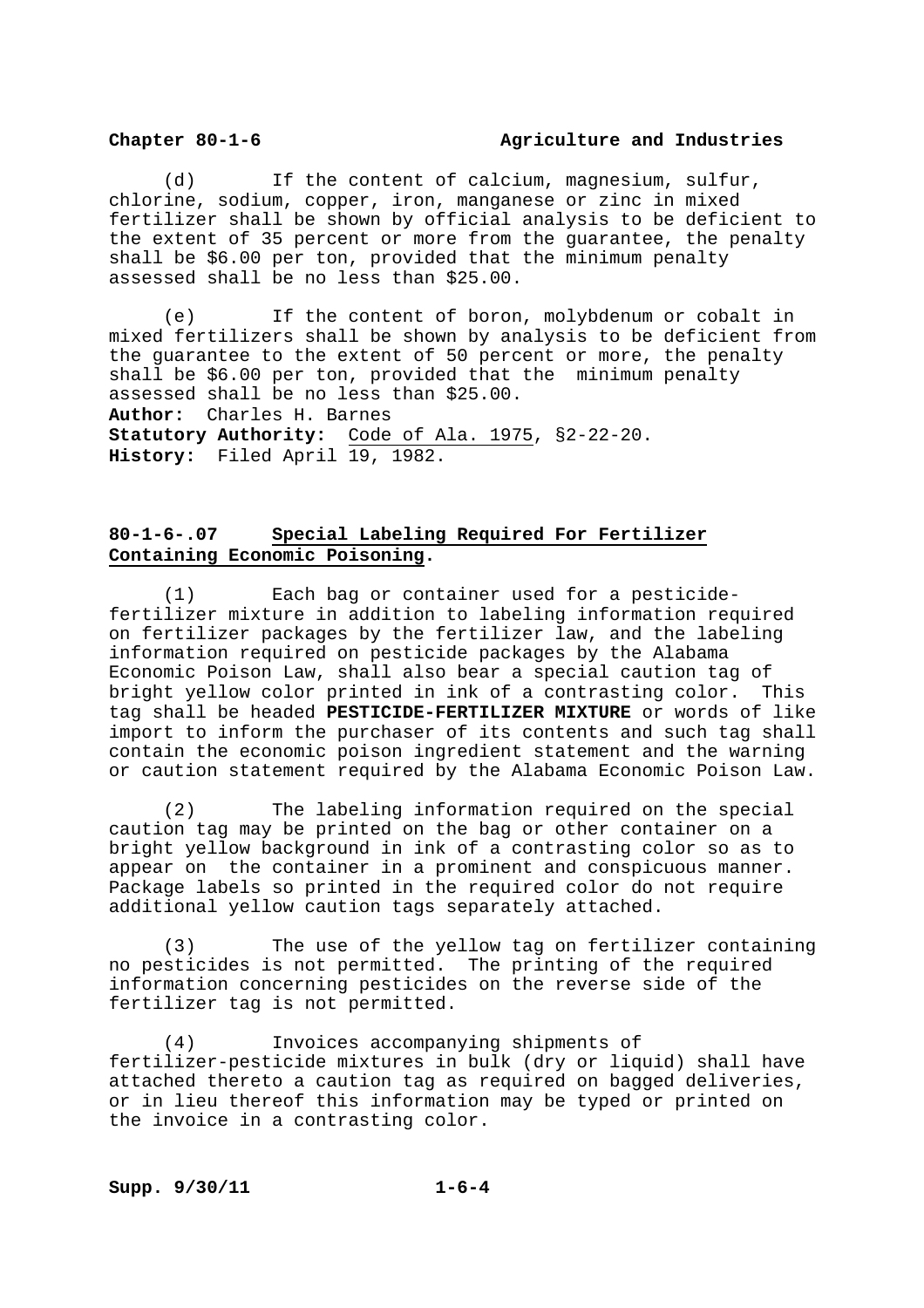(d) If the content of calcium, magnesium, sulfur, chlorine, sodium, copper, iron, manganese or zinc in mixed fertilizer shall be shown by official analysis to be deficient to the extent of 35 percent or more from the guarantee, the penalty shall be $6.00 per ton, provided that the minimum penalty assessed shall be no less than $25.00.

(e) If the content of boron, molybdenum or cobalt in mixed fertilizers shall be shown by analysis to be deficient from the guarantee to the extent of 50 percent or more, the penalty shall be $6.00 per ton, provided that the minimum penalty assessed shall be no less than $25.00.

**Author:** Charles H. Barnes
**Statutory Authority:** Code of Ala. 1975, §2-22-20.
**History:** Filed April 19, 1982.

## 80-1-6-.07 Special Labeling Required For Fertilizer Containing Economic Poisoning.

(1) Each bag or container used for a pesticide-fertilizer mixture in addition to labeling information required on fertilizer packages by the fertilizer law, and the labeling information required on pesticide packages by the Alabama Economic Poison Law, shall also bear a special caution tag of bright yellow color printed in ink of a contrasting color. This tag shall be headed **PESTICIDE-FERTILIZER MIXTURE** or words of like import to inform the purchaser of its contents and such tag shall contain the economic poison ingredient statement and the warning or caution statement required by the Alabama Economic Poison Law.

(2) The labeling information required on the special caution tag may be printed on the bag or other container on a bright yellow background in ink of a contrasting color so as to appear on the container in a prominent and conspicuous manner. Package labels so printed in the required color do not require additional yellow caution tags separately attached.

(3) The use of the yellow tag on fertilizer containing no pesticides is not permitted. The printing of the required information concerning pesticides on the reverse side of the fertilizer tag is not permitted.

(4) Invoices accompanying shipments of fertilizer-pesticide mixtures in bulk (dry or liquid) shall have attached thereto a caution tag as required on bagged deliveries, or in lieu thereof this information may be typed or printed on the invoice in a contrasting color.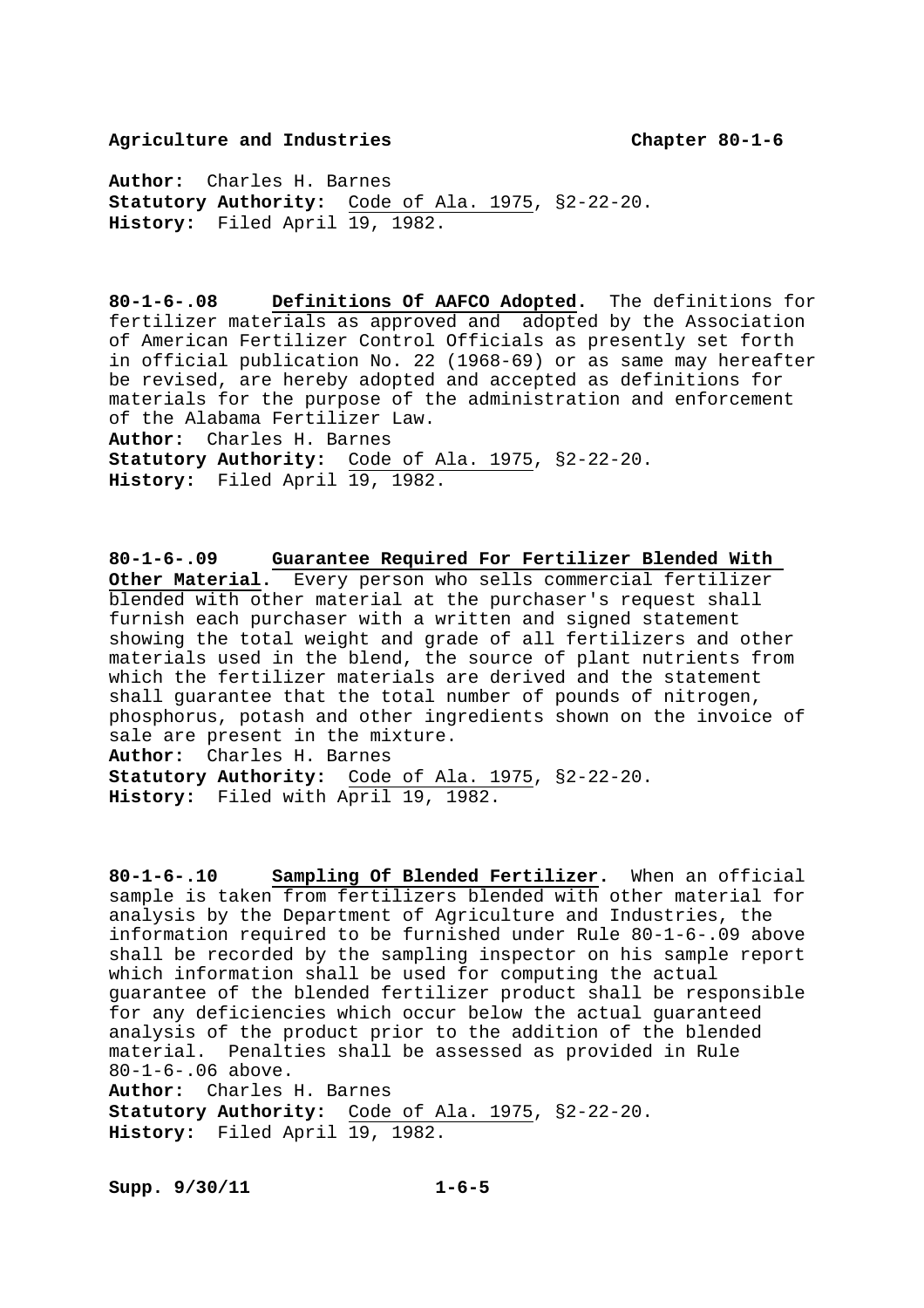**Author:** Charles H. Barnes
**Statutory Authority:** Code of Ala. 1975, §2-22-20.
**History:** Filed April 19, 1982.

**80-1-6-.08 Definitions Of AAFCO Adopted.** The definitions for fertilizer materials as approved and adopted by the Association of American Fertilizer Control Officials as presently set forth in official publication No. 22 (1968-69) or as same may hereafter be revised, are hereby adopted and accepted as definitions for materials for the purpose of the administration and enforcement of the Alabama Fertilizer Law.
**Author:** Charles H. Barnes
**Statutory Authority:** Code of Ala. 1975, §2-22-20.
**History:** Filed April 19, 1982.

**80-1-6-.09 Guarantee Required For Fertilizer Blended With Other Material.** Every person who sells commercial fertilizer blended with other material at the purchaser's request shall furnish each purchaser with a written and signed statement showing the total weight and grade of all fertilizers and other materials used in the blend, the source of plant nutrients from which the fertilizer materials are derived and the statement shall guarantee that the total number of pounds of nitrogen, phosphorus, potash and other ingredients shown on the invoice of sale are present in the mixture.
**Author:** Charles H. Barnes
**Statutory Authority:** Code of Ala. 1975, §2-22-20.
**History:** Filed with April 19, 1982.

**80-1-6-.10 Sampling Of Blended Fertilizer.** When an official sample is taken from fertilizers blended with other material for analysis by the Department of Agriculture and Industries, the information required to be furnished under Rule 80-1-6-.09 above shall be recorded by the sampling inspector on his sample report which information shall be used for computing the actual guarantee of the blended fertilizer product shall be responsible for any deficiencies which occur below the actual guaranteed analysis of the product prior to the addition of the blended material. Penalties shall be assessed as provided in Rule 80-1-6-.06 above.
**Author:** Charles H. Barnes
**Statutory Authority:** Code of Ala. 1975, §2-22-20.
**History:** Filed April 19, 1982.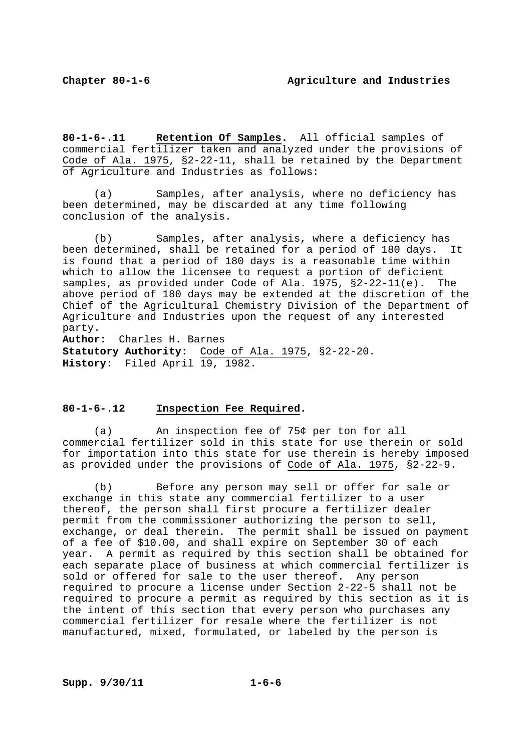**80-1-6-.11 Retention Of Samples.** All official samples of commercial fertilizer taken and analyzed under the provisions of Code of Ala. 1975, §2-22-11, shall be retained by the Department of Agriculture and Industries as follows:

(a) Samples, after analysis, where no deficiency has been determined, may be discarded at any time following conclusion of the analysis.

(b) Samples, after analysis, where a deficiency has been determined, shall be retained for a period of 180 days. It is found that a period of 180 days is a reasonable time within which to allow the licensee to request a portion of deficient samples, as provided under Code of Ala. 1975, §2-22-11(e). The above period of 180 days may be extended at the discretion of the Chief of the Agricultural Chemistry Division of the Department of Agriculture and Industries upon the request of any interested party.

**Author:** Charles H. Barnes
**Statutory Authority:** Code of Ala. 1975, §2-22-20.
**History:** Filed April 19, 1982.

**80-1-6-.12 Inspection Fee Required.**

(a) An inspection fee of 75¢ per ton for all commercial fertilizer sold in this state for use therein or sold for importation into this state for use therein is hereby imposed as provided under the provisions of Code of Ala. 1975, §2-22-9.

(b) Before any person may sell or offer for sale or exchange in this state any commercial fertilizer to a user thereof, the person shall first procure a fertilizer dealer permit from the commissioner authorizing the person to sell, exchange, or deal therein. The permit shall be issued on payment of a fee of $10.00, and shall expire on September 30 of each year. A permit as required by this section shall be obtained for each separate place of business at which commercial fertilizer is sold or offered for sale to the user thereof. Any person required to procure a license under Section 2-22-5 shall not be required to procure a permit as required by this section as it is the intent of this section that every person who purchases any commercial fertilizer for resale where the fertilizer is not manufactured, mixed, formulated, or labeled by the person is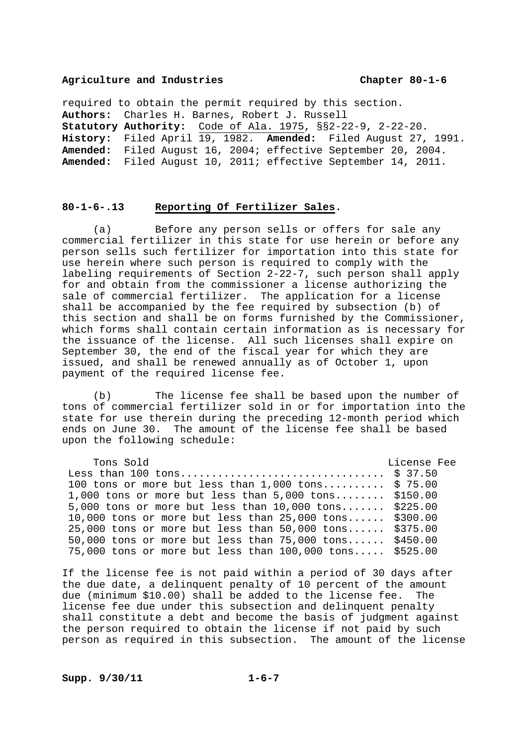required to obtain the permit required by this section.
**Authors:** Charles H. Barnes, Robert J. Russell
**Statutory Authority:** Code of Ala. 1975, §§2-22-9, 2-22-20.
**History:** Filed April 19, 1982. **Amended:** Filed August 27, 1991.
**Amended:** Filed August 16, 2004; effective September 20, 2004.
**Amended:** Filed August 10, 2011; effective September 14, 2011.

## 80-1-6-.13 Reporting Of Fertilizer Sales.

(a) Before any person sells or offers for sale any commercial fertilizer in this state for use herein or before any person sells such fertilizer for importation into this state for use herein where such person is required to comply with the labeling requirements of Section 2-22-7, such person shall apply for and obtain from the commissioner a license authorizing the sale of commercial fertilizer. The application for a license shall be accompanied by the fee required by subsection (b) of this section and shall be on forms furnished by the Commissioner, which forms shall contain certain information as is necessary for the issuance of the license. All such licenses shall expire on September 30, the end of the fiscal year for which they are issued, and shall be renewed annually as of October 1, upon payment of the required license fee.

(b) The license fee shall be based upon the number of tons of commercial fertilizer sold in or for importation into the state for use therein during the preceding 12-month period which ends on June 30. The amount of the license fee shall be based upon the following schedule:

| Tons Sold | License Fee |
|---|---|
| Less than 100 tons | $ 37.50 |
| 100 tons or more but less than 1,000 tons | $ 75.00 |
| 1,000 tons or more but less than 5,000 tons | $150.00 |
| 5,000 tons or more but less than 10,000 tons | $225.00 |
| 10,000 tons or more but less than 25,000 tons | $300.00 |
| 25,000 tons or more but less than 50,000 tons | $375.00 |
| 50,000 tons or more but less than 75,000 tons | $450.00 |
| 75,000 tons or more but less than 100,000 tons | $525.00 |

If the license fee is not paid within a period of 30 days after the due date, a delinquent penalty of 10 percent of the amount due (minimum $10.00) shall be added to the license fee. The license fee due under this subsection and delinquent penalty shall constitute a debt and become the basis of judgment against the person required to obtain the license if not paid by such person as required in this subsection. The amount of the license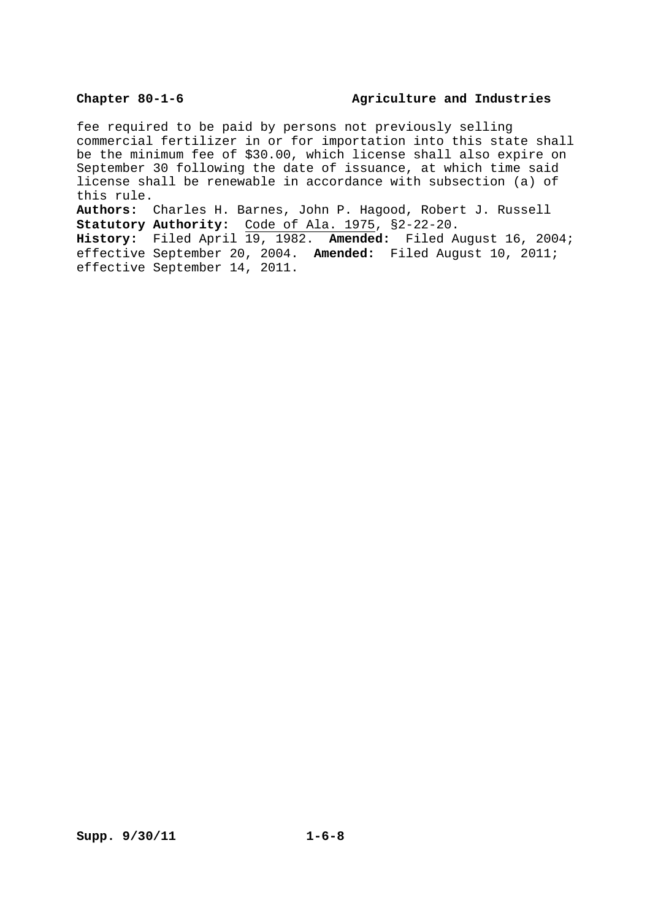fee required to be paid by persons not previously selling commercial fertilizer in or for importation into this state shall be the minimum fee of $30.00, which license shall also expire on September 30 following the date of issuance, at which time said license shall be renewable in accordance with subsection (a) of this rule.

**Authors:** Charles H. Barnes, John P. Hagood, Robert J. Russell
**Statutory Authority:** Code of Ala. 1975, §2-22-20.
**History:** Filed April 19, 1982. **Amended:** Filed August 16, 2004; effective September 20, 2004. **Amended:** Filed August 10, 2011; effective September 14, 2011.